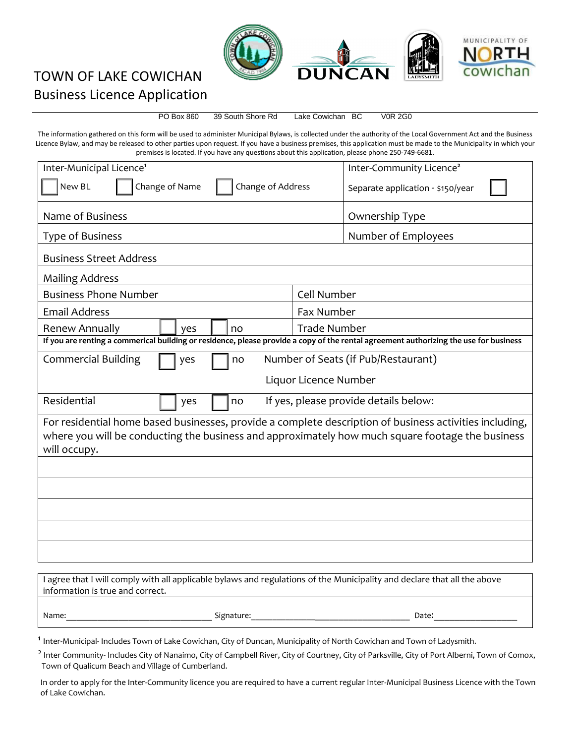# TOWN OF LAKE COWICHAN
## Business Licence Application

PO Box 860    39 South Shore Rd    Lake Cowichan BC    V0R 2G0

The information gathered on this form will be used to administer Municipal Bylaws, is collected under the authority of the Local Government Act and the Business Licence Bylaw, and may be released to other parties upon request. If you have a business premises, this application must be made to the Municipality in which your premises is located. If you have any questions about this application, please phone 250-749-6681.

| Inter-Municipal Licence[1] | Inter-Community Licence[2] |
|---|---|
| ☐ New BL ☐ Change of Name ☐ Change of Address | Separate application - $150/year ☐ |
| Name of Business | Ownership Type |
| Type of Business | Number of Employees |
| Business Street Address | |
| Mailing Address | |
| Business Phone Number | Cell Number |
| Email Address | Fax Number |
| Renew Annually ☐ yes ☐ no | Trade Number |

**If you are renting a commerical building or residence, please provide a copy of the rental agreement authorizing the use for business**

| | |
|---|---|
| Commercial Building ☐ yes ☐ no | Number of Seats (if Pub/Restaurant) |
| | Liquor Licence Number |
| Residential ☐ yes ☐ no | If yes, please provide details below: |

For residential home based businesses, provide a complete description of business activities including, where you will be conducting the business and approximately how much square footage the business will occupy.

\_\_\_\_\_\_\_\_\_\_\_\_\_\_\_\_\_\_\_\_\_\_\_\_\_\_\_\_\_\_\_\_\_\_\_\_\_\_\_\_\_\_\_\_\_\_\_\_\_\_\_\_\_\_\_\_\_\_\_\_

\_\_\_\_\_\_\_\_\_\_\_\_\_\_\_\_\_\_\_\_\_\_\_\_\_\_\_\_\_\_\_\_\_\_\_\_\_\_\_\_\_\_\_\_\_\_\_\_\_\_\_\_\_\_\_\_\_\_\_\_

\_\_\_\_\_\_\_\_\_\_\_\_\_\_\_\_\_\_\_\_\_\_\_\_\_\_\_\_\_\_\_\_\_\_\_\_\_\_\_\_\_\_\_\_\_\_\_\_\_\_\_\_\_\_\_\_\_\_\_\_

\_\_\_\_\_\_\_\_\_\_\_\_\_\_\_\_\_\_\_\_\_\_\_\_\_\_\_\_\_\_\_\_\_\_\_\_\_\_\_\_\_\_\_\_\_\_\_\_\_\_\_\_\_\_\_\_\_\_\_\_

\_\_\_\_\_\_\_\_\_\_\_\_\_\_\_\_\_\_\_\_\_\_\_\_\_\_\_\_\_\_\_\_\_\_\_\_\_\_\_\_\_\_\_\_\_\_\_\_\_\_\_\_\_\_\_\_\_\_\_\_

I agree that I will comply with all applicable bylaws and regulations of the Municipality and declare that all the above information is true and correct.

Name:\_\_\_\_\_\_\_\_\_\_\_\_\_\_\_\_\_\_\_\_\_\_\_\_ Signature:\_\_\_\_\_\_\_\_\_\_\_\_\_\_\_\_\_\_\_\_\_\_\_\_ Date:\_\_\_\_\_\_\_\_\_\_\_\_\_\_\_\_

[1] Inter-Municipal- Includes Town of Lake Cowichan, City of Duncan, Municipality of North Cowichan and Town of Ladysmith.

[2] Inter Community- Includes City of Nanaimo, City of Campbell River, City of Courtney, City of Parksville, City of Port Alberni, Town of Comox, Town of Qualicum Beach and Village of Cumberland.

In order to apply for the Inter-Community licence you are required to have a current regular Inter-Municipal Business Licence with the Town of Lake Cowichan.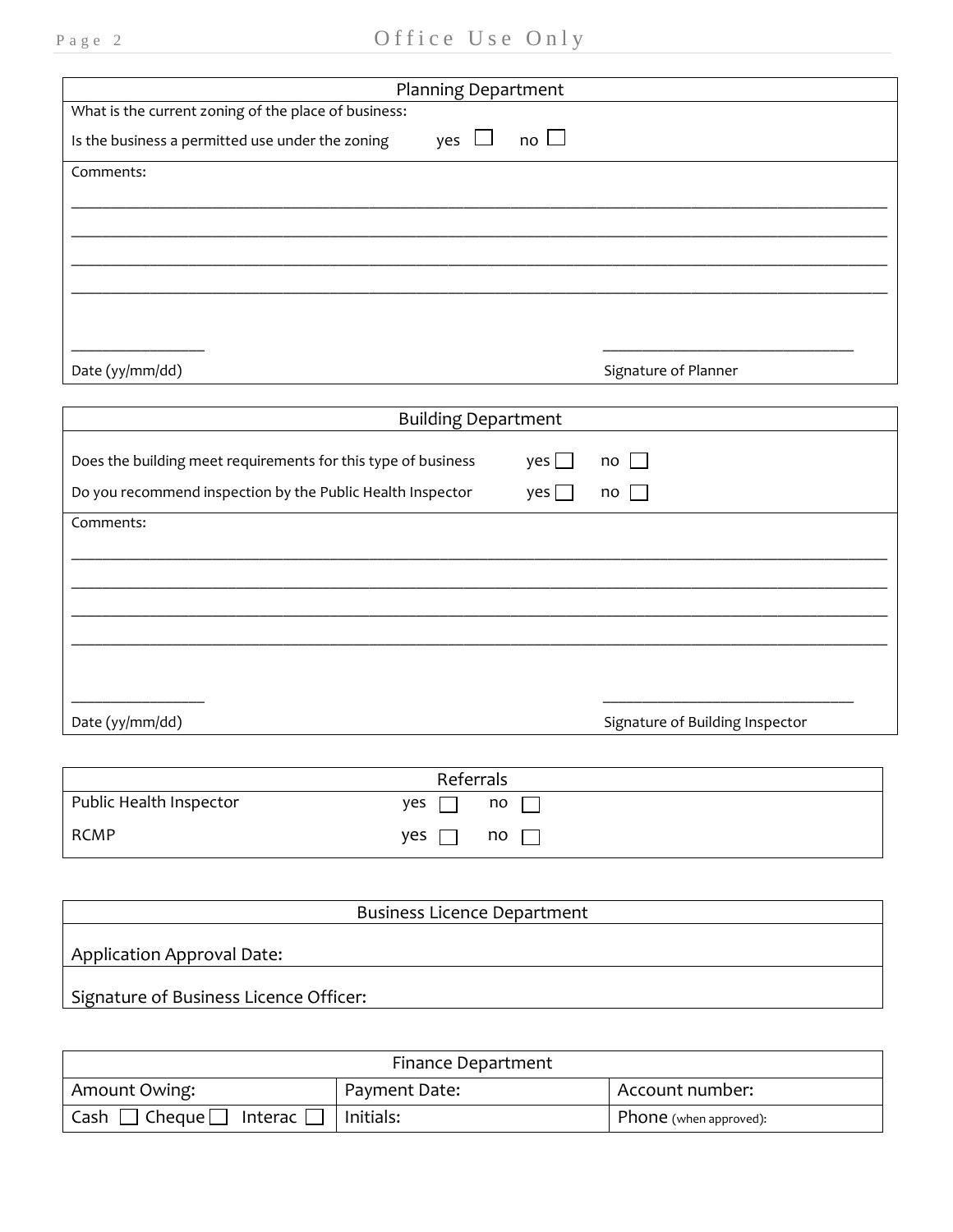# Office Use Only

## Planning Department

What is the current zoning of the place of business:

Is the business a permitted use under the zoning yes ☐ no ☐

Comments:

\_\_\_\_\_\_\_\_\_\_\_\_\_\_\_\_\_\_\_\_\_\_\_\_\_\_\_\_\_\_\_\_\_\_\_\_\_\_\_\_\_\_\_\_\_\_\_\_\_\_\_\_\_\_\_\_\_\_\_\_\_\_\_\_\_\_\_\_\_\_\_\_

\_\_\_\_\_\_\_\_\_\_\_\_\_\_\_\_\_\_\_\_\_\_\_\_\_\_\_\_\_\_\_\_\_\_\_\_\_\_\_\_\_\_\_\_\_\_\_\_\_\_\_\_\_\_\_\_\_\_\_\_\_\_\_\_\_\_\_\_\_\_\_\_

\_\_\_\_\_\_\_\_\_\_\_\_\_\_\_\_\_\_\_\_\_\_\_\_\_\_\_\_\_\_\_\_\_\_\_\_\_\_\_\_\_\_\_\_\_\_\_\_\_\_\_\_\_\_\_\_\_\_\_\_\_\_\_\_\_\_\_\_\_\_\_\_

\_\_\_\_\_\_\_\_\_\_\_\_\_\_\_\_\_\_\_\_\_\_\_\_\_\_\_\_\_\_\_\_\_\_\_\_\_\_\_\_\_\_\_\_\_\_\_\_\_\_\_\_\_\_\_\_\_\_\_\_\_\_\_\_\_\_\_\_\_\_\_\_

\_\_\_\_\_\_\_\_\_\_\_\_ \_\_\_\_\_\_\_\_\_\_\_\_\_\_\_\_\_\_\_\_\_\_\_\_

Date (yy/mm/dd) Signature of Planner

## Building Department

Does the building meet requirements for this type of business yes ☐ no ☐

Do you recommend inspection by the Public Health Inspector yes ☐ no ☐

Comments:

\_\_\_\_\_\_\_\_\_\_\_\_\_\_\_\_\_\_\_\_\_\_\_\_\_\_\_\_\_\_\_\_\_\_\_\_\_\_\_\_\_\_\_\_\_\_\_\_\_\_\_\_\_\_\_\_\_\_\_\_\_\_\_\_\_\_\_\_\_\_\_\_

\_\_\_\_\_\_\_\_\_\_\_\_\_\_\_\_\_\_\_\_\_\_\_\_\_\_\_\_\_\_\_\_\_\_\_\_\_\_\_\_\_\_\_\_\_\_\_\_\_\_\_\_\_\_\_\_\_\_\_\_\_\_\_\_\_\_\_\_\_\_\_\_

\_\_\_\_\_\_\_\_\_\_\_\_\_\_\_\_\_\_\_\_\_\_\_\_\_\_\_\_\_\_\_\_\_\_\_\_\_\_\_\_\_\_\_\_\_\_\_\_\_\_\_\_\_\_\_\_\_\_\_\_\_\_\_\_\_\_\_\_\_\_\_\_

\_\_\_\_\_\_\_\_\_\_\_\_\_\_\_\_\_\_\_\_\_\_\_\_\_\_\_\_\_\_\_\_\_\_\_\_\_\_\_\_\_\_\_\_\_\_\_\_\_\_\_\_\_\_\_\_\_\_\_\_\_\_\_\_\_\_\_\_\_\_\_\_

\_\_\_\_\_\_\_\_\_\_\_\_ \_\_\_\_\_\_\_\_\_\_\_\_\_\_\_\_\_\_\_\_\_\_\_\_

Date (yy/mm/dd) Signature of Building Inspector

## Referrals

| | | |
|---|---|---|
| Public Health Inspector | yes ☐ | no ☐ |
| RCMP | yes ☐ | no ☐ |

## Business Licence Department

Application Approval Date:

Signature of Business Licence Officer:

## Finance Department

| | | |
|---|---|---|
| Amount Owing: | Payment Date: | Account number: |
| Cash ☐ Cheque ☐ Interac ☐ | Initials: | Phone (when approved): |